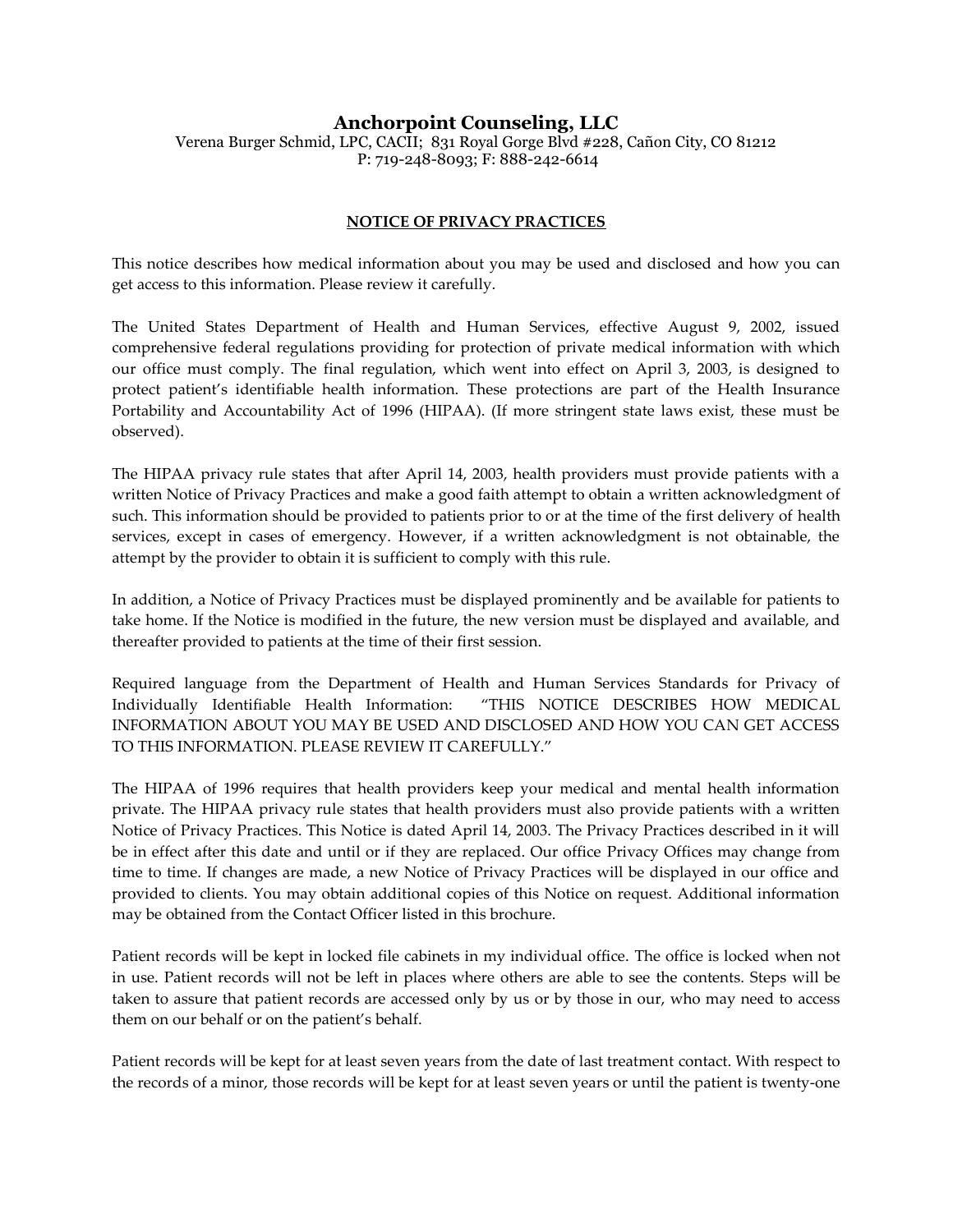# Anchorpoint Counseling, LLC

Verena Burger Schmid, LPC, CACII; 831 Royal Gorge Blvd #228, Cañon City, CO 81212
P: 719-248-8093; F: 888-242-6614

## NOTICE OF PRIVACY PRACTICES

This notice describes how medical information about you may be used and disclosed and how you can get access to this information. Please review it carefully.

The United States Department of Health and Human Services, effective August 9, 2002, issued comprehensive federal regulations providing for protection of private medical information with which our office must comply. The final regulation, which went into effect on April 3, 2003, is designed to protect patient's identifiable health information. These protections are part of the Health Insurance Portability and Accountability Act of 1996 (HIPAA). (If more stringent state laws exist, these must be observed).

The HIPAA privacy rule states that after April 14, 2003, health providers must provide patients with a written Notice of Privacy Practices and make a good faith attempt to obtain a written acknowledgment of such. This information should be provided to patients prior to or at the time of the first delivery of health services, except in cases of emergency. However, if a written acknowledgment is not obtainable, the attempt by the provider to obtain it is sufficient to comply with this rule.

In addition, a Notice of Privacy Practices must be displayed prominently and be available for patients to take home. If the Notice is modified in the future, the new version must be displayed and available, and thereafter provided to patients at the time of their first session.

Required language from the Department of Health and Human Services Standards for Privacy of Individually Identifiable Health Information: "THIS NOTICE DESCRIBES HOW MEDICAL INFORMATION ABOUT YOU MAY BE USED AND DISCLOSED AND HOW YOU CAN GET ACCESS TO THIS INFORMATION. PLEASE REVIEW IT CAREFULLY."

The HIPAA of 1996 requires that health providers keep your medical and mental health information private. The HIPAA privacy rule states that health providers must also provide patients with a written Notice of Privacy Practices. This Notice is dated April 14, 2003. The Privacy Practices described in it will be in effect after this date and until or if they are replaced. Our office Privacy Offices may change from time to time. If changes are made, a new Notice of Privacy Practices will be displayed in our office and provided to clients. You may obtain additional copies of this Notice on request. Additional information may be obtained from the Contact Officer listed in this brochure.

Patient records will be kept in locked file cabinets in my individual office. The office is locked when not in use. Patient records will not be left in places where others are able to see the contents. Steps will be taken to assure that patient records are accessed only by us or by those in our, who may need to access them on our behalf or on the patient's behalf.

Patient records will be kept for at least seven years from the date of last treatment contact. With respect to the records of a minor, those records will be kept for at least seven years or until the patient is twenty-one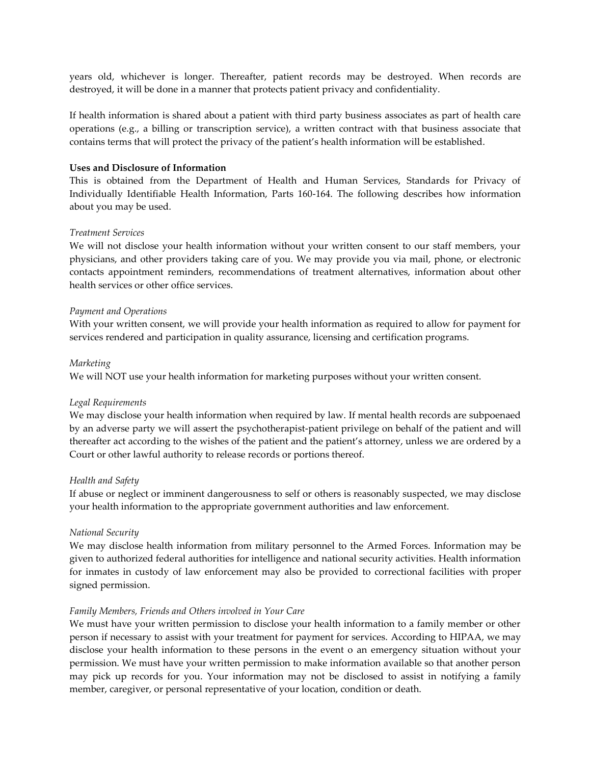years old, whichever is longer. Thereafter, patient records may be destroyed. When records are destroyed, it will be done in a manner that protects patient privacy and confidentiality.

If health information is shared about a patient with third party business associates as part of health care operations (e.g., a billing or transcription service), a written contract with that business associate that contains terms that will protect the privacy of the patient's health information will be established.

**Uses and Disclosure of Information**

This is obtained from the Department of Health and Human Services, Standards for Privacy of Individually Identifiable Health Information, Parts 160-164. The following describes how information about you may be used.

*Treatment Services*

We will not disclose your health information without your written consent to our staff members, your physicians, and other providers taking care of you. We may provide you via mail, phone, or electronic contacts appointment reminders, recommendations of treatment alternatives, information about other health services or other office services.

*Payment and Operations*

With your written consent, we will provide your health information as required to allow for payment for services rendered and participation in quality assurance, licensing and certification programs.

*Marketing*

We will NOT use your health information for marketing purposes without your written consent.

*Legal Requirements*

We may disclose your health information when required by law. If mental health records are subpoenaed by an adverse party we will assert the psychotherapist-patient privilege on behalf of the patient and will thereafter act according to the wishes of the patient and the patient's attorney, unless we are ordered by a Court or other lawful authority to release records or portions thereof.

*Health and Safety*

If abuse or neglect or imminent dangerousness to self or others is reasonably suspected, we may disclose your health information to the appropriate government authorities and law enforcement.

*National Security*

We may disclose health information from military personnel to the Armed Forces. Information may be given to authorized federal authorities for intelligence and national security activities. Health information for inmates in custody of law enforcement may also be provided to correctional facilities with proper signed permission.

*Family Members, Friends and Others involved in Your Care*

We must have your written permission to disclose your health information to a family member or other person if necessary to assist with your treatment for payment for services. According to HIPAA, we may disclose your health information to these persons in the event o an emergency situation without your permission. We must have your written permission to make information available so that another person may pick up records for you. Your information may not be disclosed to assist in notifying a family member, caregiver, or personal representative of your location, condition or death.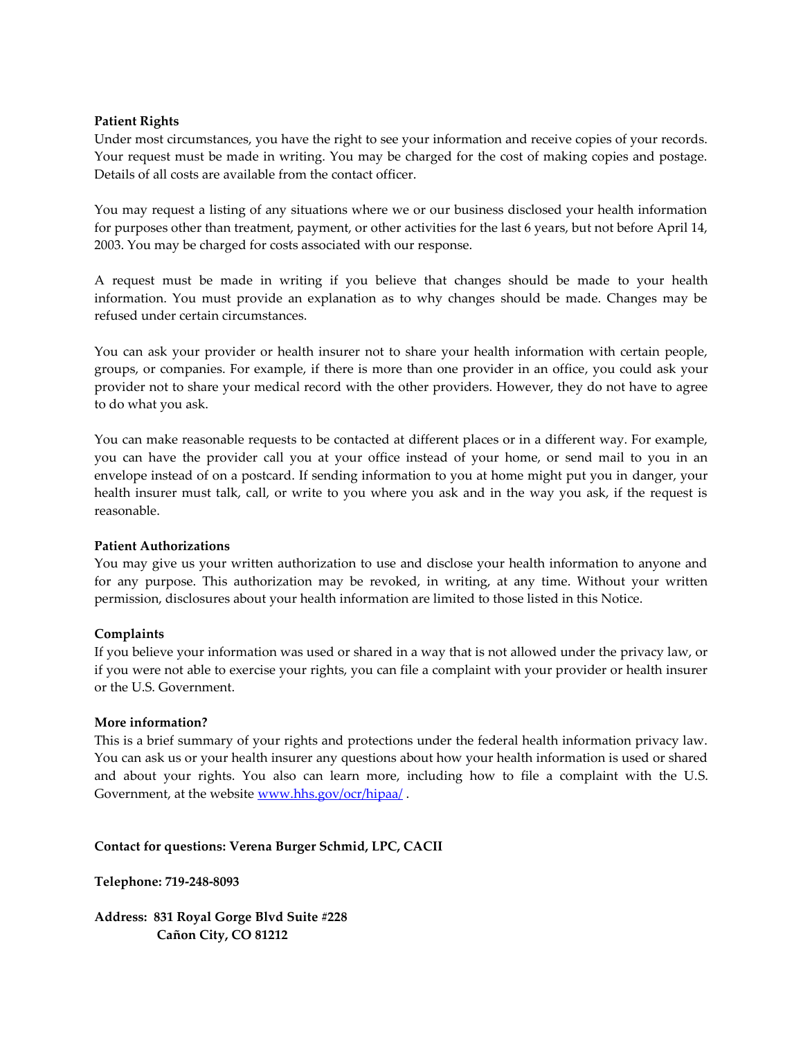**Patient Rights**

Under most circumstances, you have the right to see your information and receive copies of your records. Your request must be made in writing. You may be charged for the cost of making copies and postage. Details of all costs are available from the contact officer.

You may request a listing of any situations where we or our business disclosed your health information for purposes other than treatment, payment, or other activities for the last 6 years, but not before April 14, 2003. You may be charged for costs associated with our response.

A request must be made in writing if you believe that changes should be made to your health information. You must provide an explanation as to why changes should be made. Changes may be refused under certain circumstances.

You can ask your provider or health insurer not to share your health information with certain people, groups, or companies. For example, if there is more than one provider in an office, you could ask your provider not to share your medical record with the other providers. However, they do not have to agree to do what you ask.

You can make reasonable requests to be contacted at different places or in a different way. For example, you can have the provider call you at your office instead of your home, or send mail to you in an envelope instead of on a postcard. If sending information to you at home might put you in danger, your health insurer must talk, call, or write to you where you ask and in the way you ask, if the request is reasonable.

**Patient Authorizations**

You may give us your written authorization to use and disclose your health information to anyone and for any purpose. This authorization may be revoked, in writing, at any time. Without your written permission, disclosures about your health information are limited to those listed in this Notice.

**Complaints**

If you believe your information was used or shared in a way that is not allowed under the privacy law, or if you were not able to exercise your rights, you can file a complaint with your provider or health insurer or the U.S. Government.

**More information?**

This is a brief summary of your rights and protections under the federal health information privacy law. You can ask us or your health insurer any questions about how your health information is used or shared and about your rights. You also can learn more, including how to file a complaint with the U.S. Government, at the website [www.hhs.gov/ocr/hipaa/](www.hhs.gov/ocr/hipaa/) .

**Contact for questions: Verena Burger Schmid, LPC, CACII**

**Telephone: 719-248-8093**

**Address: 831 Royal Gorge Blvd Suite #228**
**Cañon City, CO 81212**